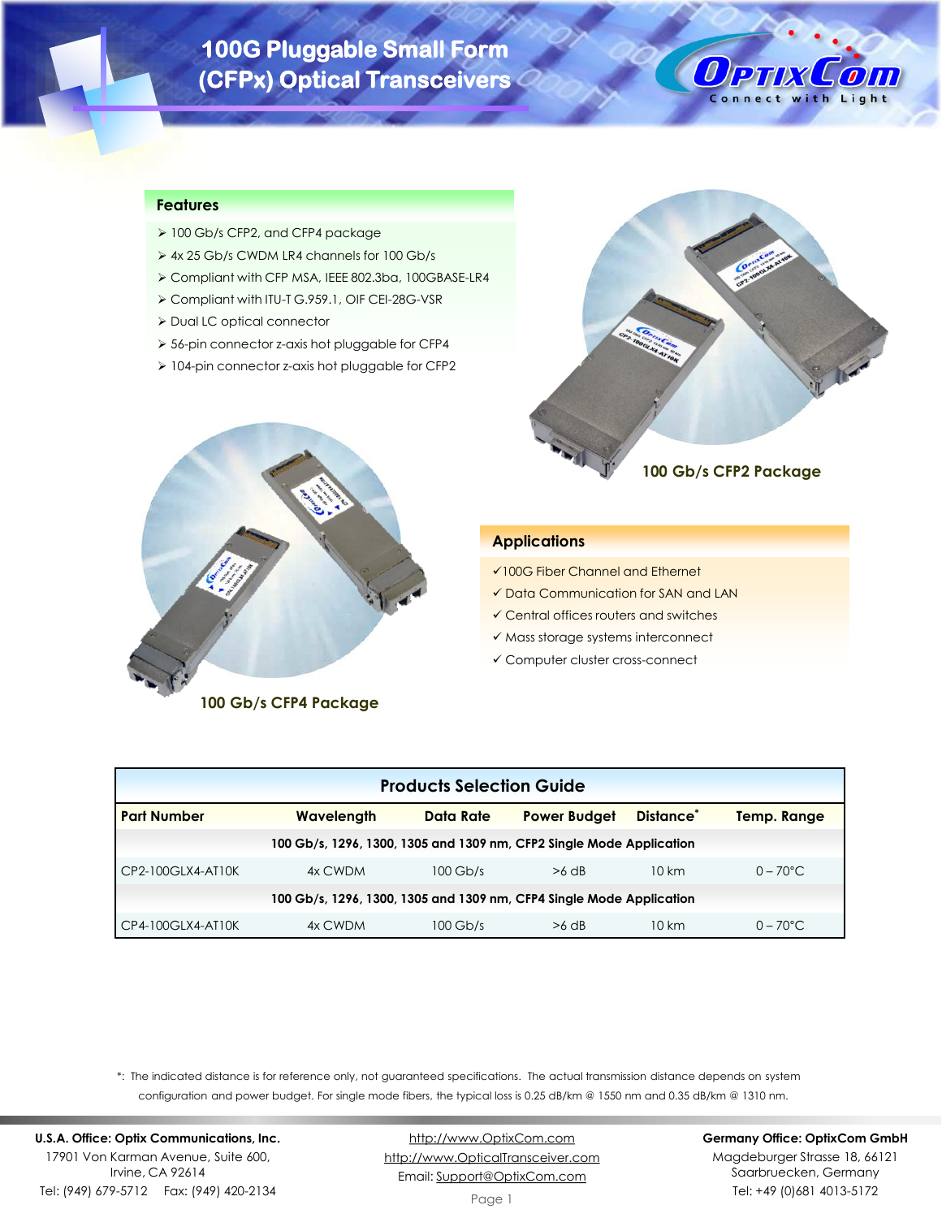# 100G Pluggable Small Form (CFPx) Optical Transceivers

OptixCom — Connect with Light

## Features

- 100 Gb/s CFP2, and CFP4 package
- 4x 25 Gb/s CWDM LR4 channels for 100 Gb/s
- Compliant with CFP MSA, IEEE 802.3ba, 100GBASE-LR4
- Compliant with ITU-T G.959.1, OIF CEI-28G-VSR
- Dual LC optical connector
- 56-pin connector z-axis hot pluggable for CFP4
- 104-pin connector z-axis hot pluggable for CFP2

100 Gb/s CFP2 Package

100 Gb/s CFP4 Package

## Applications

- ✓ 100G Fiber Channel and Ethernet
- ✓ Data Communication for SAN and LAN
- ✓ Central offices routers and switches
- ✓ Mass storage systems interconnect
- ✓ Computer cluster cross-connect

## Products Selection Guide

| Part Number | Wavelength | Data Rate | Power Budget | Distance* | Temp. Range |
|---|---|---|---|---|---|
| **100 Gb/s, 1296, 1300, 1305 and 1309 nm, CFP2 Single Mode Application** | | | | | |
| CP2-100GLX4-AT10K | 4x CWDM | 100 Gb/s | >6 dB | 10 km | 0 – 70°C |
| **100 Gb/s, 1296, 1300, 1305 and 1309 nm, CFP4 Single Mode Application** | | | | | |
| CP4-100GLX4-AT10K | 4x CWDM | 100 Gb/s | >6 dB | 10 km | 0 – 70°C |

*: The indicated distance is for reference only, not guaranteed specifications. The actual transmission distance depends on system configuration and power budget. For single mode fibers, the typical loss is 0.25 dB/km @ 1550 nm and 0.35 dB/km @ 1310 nm.

**U.S.A. Office: Optix Communications, Inc.**
17901 Von Karman Avenue, Suite 600,
Irvine, CA 92614
Tel: (949) 679-5712 Fax: (949) 420-2134

http://www.OptixCom.com
http://www.OpticalTransceiver.com
Email: Support@OptixCom.com

**Germany Office: OptixCom GmbH**
Magdeburger Strasse 18, 66121
Saarbruecken, Germany
Tel: +49 (0)681 4013-5172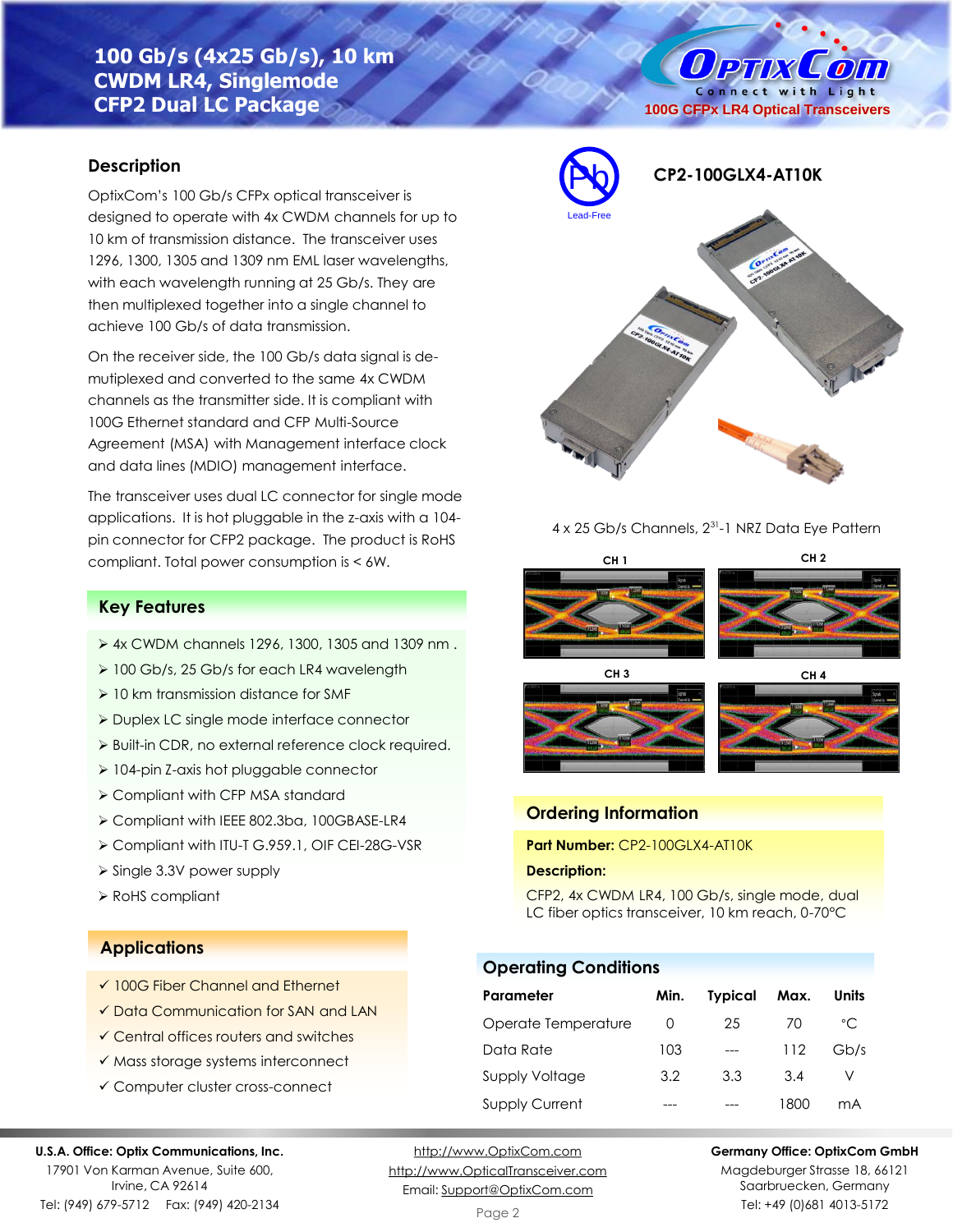# 100 Gb/s (4x25 Gb/s), 10 km CWDM LR4, Singlemode CFP2 Dual LC Package

**CP2-100GLX4-AT10K**

## Description

OptixCom's 100 Gb/s CFPx optical transceiver is designed to operate with 4x CWDM channels for up to 10 km of transmission distance. The transceiver uses 1296, 1300, 1305 and 1309 nm EML laser wavelengths, with each wavelength running at 25 Gb/s. They are then multiplexed together into a single channel to achieve 100 Gb/s of data transmission.

On the receiver side, the 100 Gb/s data signal is de-mutiplexed and converted to the same 4x CWDM channels as the transmitter side. It is compliant with 100G Ethernet standard and CFP Multi-Source Agreement (MSA) with Management interface clock and data lines (MDIO) management interface.

The transceiver uses dual LC connector for single mode applications. It is hot pluggable in the z-axis with a 104-pin connector for CFP2 package. The product is RoHS compliant. Total power consumption is < 6W.

4 x 25 Gb/s Channels, $2^{31}$-1 NRZ Data Eye Pattern

CH 1 · CH 2 · CH 3 · CH 4

## Key Features

- 4x CWDM channels 1296, 1300, 1305 and 1309 nm .
- 100 Gb/s, 25 Gb/s for each LR4 wavelength
- 10 km transmission distance for SMF
- Duplex LC single mode interface connector
- Built-in CDR, no external reference clock required.
- 104-pin Z-axis hot pluggable connector
- Compliant with CFP MSA standard
- Compliant with IEEE 802.3ba, 100GBASE-LR4
- Compliant with ITU-T G.959.1, OIF CEI-28G-VSR
- Single 3.3V power supply
- RoHS compliant

## Ordering Information

**Part Number:** CP2-100GLX4-AT10K

**Description:**

CFP2, 4x CWDM LR4, 100 Gb/s, single mode, dual LC fiber optics transceiver, 10 km reach, 0-70°C

## Applications

- ✓ 100G Fiber Channel and Ethernet
- ✓ Data Communication for SAN and LAN
- ✓ Central offices routers and switches
- ✓ Mass storage systems interconnect
- ✓ Computer cluster cross-connect

## Operating Conditions

| Parameter | Min. | Typical | Max. | Units |
|---|---|---|---|---|
| Operate Temperature | 0 | 25 | 70 | °C |
| Data Rate | 103 | --- | 112 | Gb/s |
| Supply Voltage | 3.2 | 3.3 | 3.4 | V |
| Supply Current | --- | --- | 1800 | mA |

**U.S.A. Office: Optix Communications, Inc.**
17901 Von Karman Avenue, Suite 600,
Irvine, CA 92614
Tel: (949) 679-5712 Fax: (949) 420-2134

http://www.OptixCom.com
http://www.OpticalTransceiver.com
Email: Support@OptixCom.com

**Germany Office: OptixCom GmbH**
Magdeburger Strasse 18, 66121
Saarbruecken, Germany
Tel: +49 (0)681 4013-5172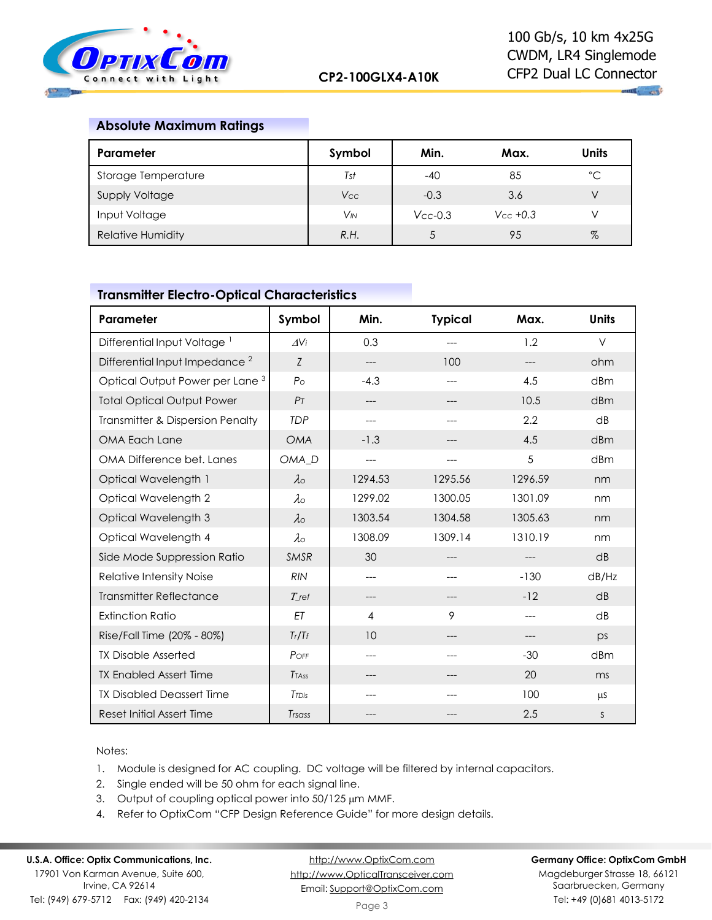## Absolute Maximum Ratings

| Parameter | Symbol | Min. | Max. | Units |
|---|---|---|---|---|
| Storage Temperature | $T_{st}$ | -40 | 85 | °C |
| Supply Voltage | $V_{CC}$ | -0.3 | 3.6 | V |
| Input Voltage | $V_{IN}$ | $V_{CC}$-0.3 | $V_{CC}$ +0.3 | V |
| Relative Humidity | R.H. | 5 | 95 | % |

## Transmitter Electro-Optical Characteristics

| Parameter | Symbol | Min. | Typical | Max. | Units |
|---|---|---|---|---|---|
| Differential Input Voltage [1] | $\Delta V_i$ | 0.3 | --- | 1.2 | V |
| Differential Input Impedance [2] | Z | --- | 100 | --- | ohm |
| Optical Output Power per Lane [3] | $P_O$ | -4.3 | --- | 4.5 | dBm |
| Total Optical Output Power | $P_T$ | --- | --- | 10.5 | dBm |
| Transmitter & Dispersion Penalty | TDP | --- | --- | 2.2 | dB |
| OMA Each Lane | OMA | -1.3 | --- | 4.5 | dBm |
| OMA Difference bet. Lanes | OMA_D | --- | --- | 5 | dBm |
| Optical Wavelength 1 | $\lambda_O$ | 1294.53 | 1295.56 | 1296.59 | nm |
| Optical Wavelength 2 | $\lambda_O$ | 1299.02 | 1300.05 | 1301.09 | nm |
| Optical Wavelength 3 | $\lambda_O$ | 1303.54 | 1304.58 | 1305.63 | nm |
| Optical Wavelength 4 | $\lambda_O$ | 1308.09 | 1309.14 | 1310.19 | nm |
| Side Mode Suppression Ratio | SMSR | 30 | --- | --- | dB |
| Relative Intensity Noise | RIN | --- | --- | -130 | dB/Hz |
| Transmitter Reflectance | T_ref | --- | --- | -12 | dB |
| Extinction Ratio | ET | 4 | 9 | --- | dB |
| Rise/Fall Time (20% - 80%) | Tr/Tf | 10 | --- | --- | ps |
| TX Disable Asserted | $P_{OFF}$ | --- | --- | -30 | dBm |
| TX Enabled Assert Time | $T_{TAss}$ | --- | --- | 20 | ms |
| TX Disabled Deassert Time | $T_{TDis}$ | --- | --- | 100 | µs |
| Reset Initial Assert Time | $T_{rsass}$ | --- | --- | 2.5 | s |

Notes:

1. Module is designed for AC coupling. DC voltage will be filtered by internal capacitors.
2. Single ended will be 50 ohm for each signal line.
3. Output of coupling optical power into 50/125 µm MMF.
4. Refer to OptixCom "CFP Design Reference Guide" for more design details.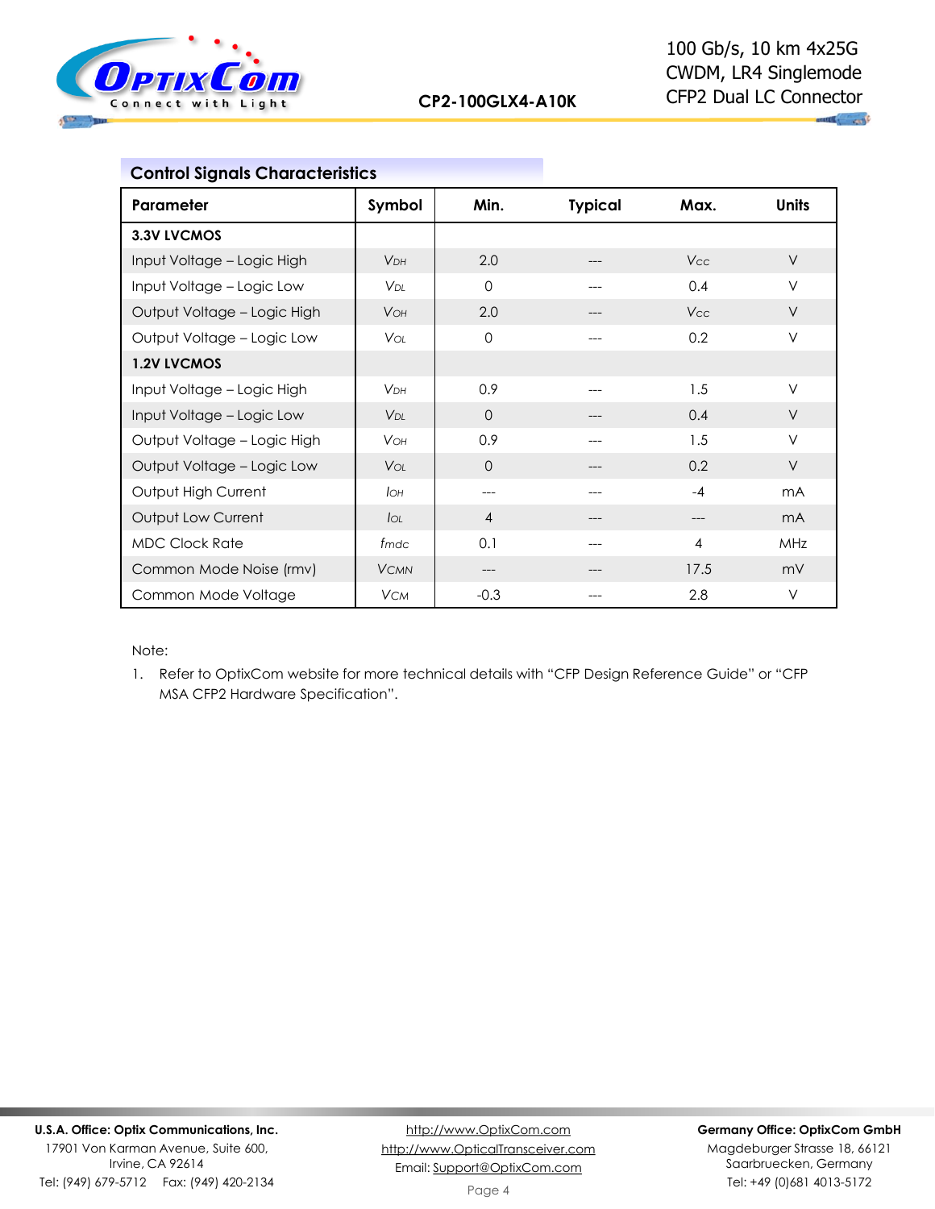## Control Signals Characteristics

| Parameter | Symbol | Min. | Typical | Max. | Units |
|---|---|---|---|---|---|
| **3.3V LVCMOS** | | | | | |
| Input Voltage – Logic High | $V_{DH}$ | 2.0 | --- | $V_{CC}$ | V |
| Input Voltage – Logic Low | $V_{DL}$ | 0 | --- | 0.4 | V |
| Output Voltage – Logic High | $V_{OH}$ | 2.0 | --- | $V_{CC}$ | V |
| Output Voltage – Logic Low | $V_{OL}$ | 0 | --- | 0.2 | V |
| **1.2V LVCMOS** | | | | | |
| Input Voltage – Logic High | $V_{DH}$ | 0.9 | --- | 1.5 | V |
| Input Voltage – Logic Low | $V_{DL}$ | 0 | --- | 0.4 | V |
| Output Voltage – Logic High | $V_{OH}$ | 0.9 | --- | 1.5 | V |
| Output Voltage – Logic Low | $V_{OL}$ | 0 | --- | 0.2 | V |
| Output High Current | $I_{OH}$ | --- | --- | -4 | mA |
| Output Low Current | $I_{OL}$ | 4 | --- | --- | mA |
| MDC Clock Rate | $f_{mdc}$ | 0.1 | --- | 4 | MHz |
| Common Mode Noise (rmv) | $V_{CMN}$ | --- | --- | 17.5 | mV |
| Common Mode Voltage | $V_{CM}$ | -0.3 | --- | 2.8 | V |

Note:

1. Refer to OptixCom website for more technical details with "CFP Design Reference Guide" or "CFP MSA CFP2 Hardware Specification".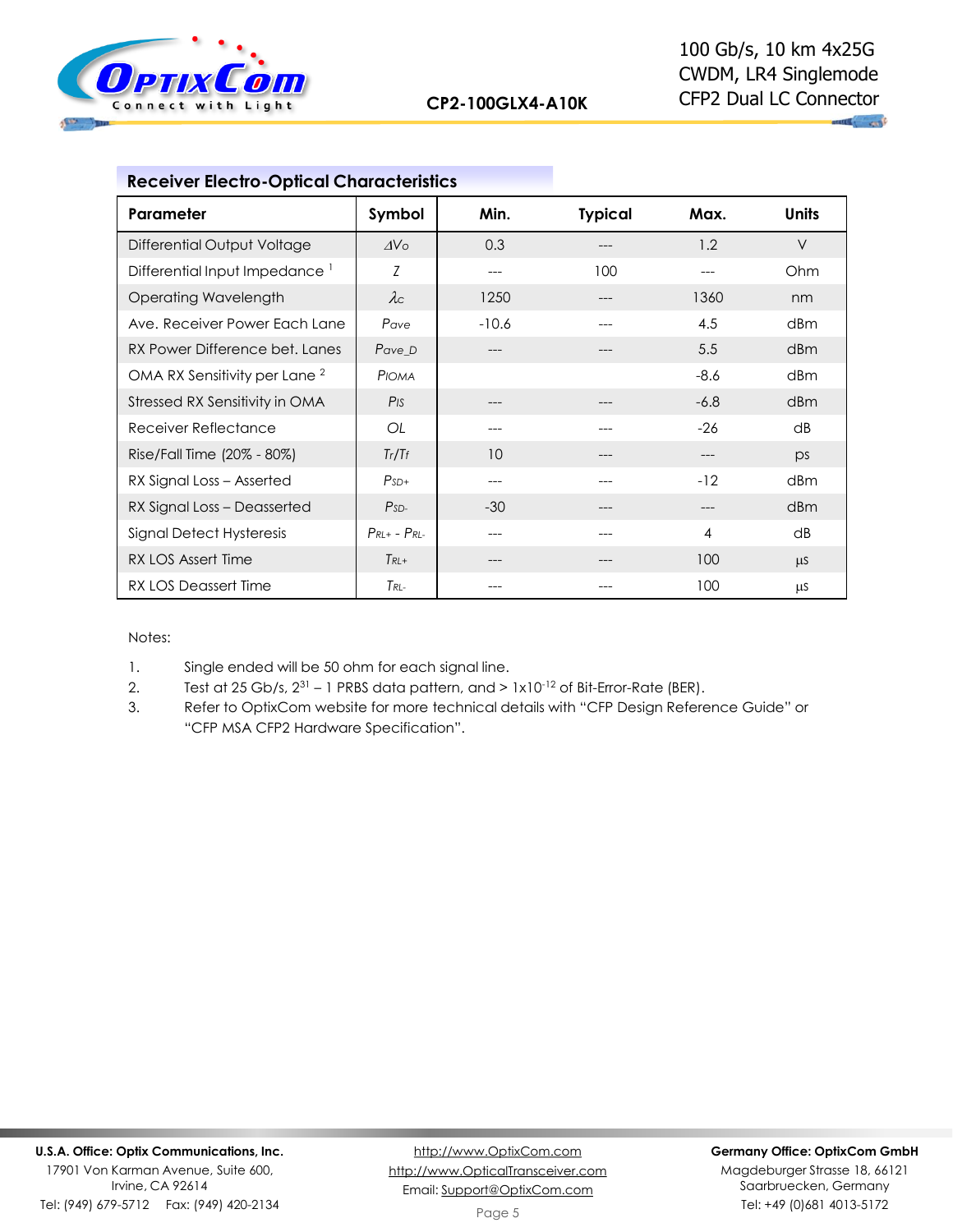## Receiver Electro-Optical Characteristics

| Parameter | Symbol | Min. | Typical | Max. | Units |
|---|---|---|---|---|---|
| Differential Output Voltage | $\Delta V_O$ | 0.3 | --- | 1.2 | V |
| Differential Input Impedance [1] | $Z$ | --- | 100 | --- | Ohm |
| Operating Wavelength | $\lambda_C$ | 1250 | --- | 1360 | nm |
| Ave. Receiver Power Each Lane | $P_{ave}$ | -10.6 | --- | 4.5 | dBm |
| RX Power Difference bet. Lanes | $P_{ave\_D}$ | --- | --- | 5.5 | dBm |
| OMA RX Sensitivity per Lane [2] | $P_{IOMA}$ | | | -8.6 | dBm |
| Stressed RX Sensitivity in OMA | $P_{IS}$ | --- | --- | -6.8 | dBm |
| Receiver Reflectance | $OL$ | --- | --- | -26 | dB |
| Rise/Fall Time (20% - 80%) | $T_r/T_f$ | 10 | --- | --- | ps |
| RX Signal Loss – Asserted | $P_{SD+}$ | --- | --- | -12 | dBm |
| RX Signal Loss – Deasserted | $P_{SD-}$ | -30 | --- | --- | dBm |
| Signal Detect Hysteresis | $P_{RL+} - P_{RL-}$ | --- | --- | 4 | dB |
| RX LOS Assert Time | $T_{RL+}$ | --- | --- | 100 | µs |
| RX LOS Deassert Time | $T_{RL-}$ | --- | --- | 100 | µs |

Notes:

1. Single ended will be 50 ohm for each signal line.
2. Test at 25 Gb/s, $2^{31} - 1$ PRBS data pattern, and > $1 \times 10^{-12}$ of Bit-Error-Rate (BER).
3. Refer to OptixCom website for more technical details with "CFP Design Reference Guide" or "CFP MSA CFP2 Hardware Specification".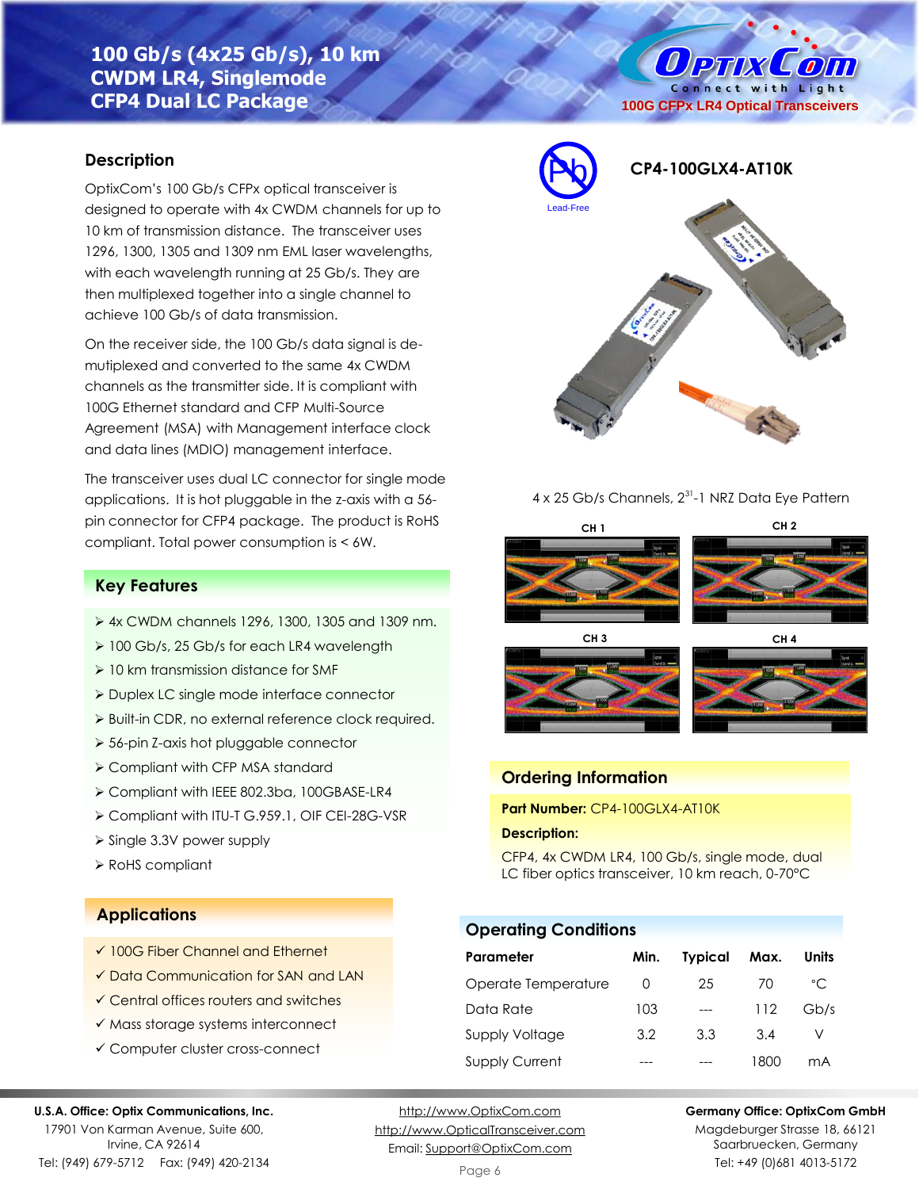# 100 Gb/s (4x25 Gb/s), 10 km CWDM LR4, Singlemode CFP4 Dual LC Package

100G CFPx LR4 Optical Transceivers

Lead-Free

**CP4-100GLX4-AT10K**

## Description

OptixCom's 100 Gb/s CFPx optical transceiver is designed to operate with 4x CWDM channels for up to 10 km of transmission distance. The transceiver uses 1296, 1300, 1305 and 1309 nm EML laser wavelengths, with each wavelength running at 25 Gb/s. They are then multiplexed together into a single channel to achieve 100 Gb/s of data transmission.

On the receiver side, the 100 Gb/s data signal is de-mutiplexed and converted to the same 4x CWDM channels as the transmitter side. It is compliant with 100G Ethernet standard and CFP Multi-Source Agreement (MSA) with Management interface clock and data lines (MDIO) management interface.

The transceiver uses dual LC connector for single mode applications. It is hot pluggable in the z-axis with a 56-pin connector for CFP4 package. The product is RoHS compliant. Total power consumption is < 6W.

## Key Features

- 4x CWDM channels 1296, 1300, 1305 and 1309 nm.
- 100 Gb/s, 25 Gb/s for each LR4 wavelength
- 10 km transmission distance for SMF
- Duplex LC single mode interface connector
- Built-in CDR, no external reference clock required.
- 56-pin Z-axis hot pluggable connector
- Compliant with CFP MSA standard
- Compliant with IEEE 802.3ba, 100GBASE-LR4
- Compliant with ITU-T G.959.1, OIF CEI-28G-VSR
- Single 3.3V power supply
- RoHS compliant

## Applications

- ✓ 100G Fiber Channel and Ethernet
- ✓ Data Communication for SAN and LAN
- ✓ Central offices routers and switches
- ✓ Mass storage systems interconnect
- ✓ Computer cluster cross-connect

4 x 25 Gb/s Channels, $2^{31}$-1 NRZ Data Eye Pattern

CH 1 CH 2 CH 3 CH 4

## Ordering Information

**Part Number:** CP4-100GLX4-AT10K

**Description:**

CFP4, 4x CWDM LR4, 100 Gb/s, single mode, dual LC fiber optics transceiver, 10 km reach, 0-70°C

## Operating Conditions

| Parameter | Min. | Typical | Max. | Units |
|---|---|---|---|---|
| Operate Temperature | 0 | 25 | 70 | °C |
| Data Rate | 103 | --- | 112 | Gb/s |
| Supply Voltage | 3.2 | 3.3 | 3.4 | V |
| Supply Current | --- | --- | 1800 | mA |

**U.S.A. Office: Optix Communications, Inc.**
17901 Von Karman Avenue, Suite 600,
Irvine, CA 92614
Tel: (949) 679-5712 Fax: (949) 420-2134

http://www.OptixCom.com
http://www.OpticalTransceiver.com
Email: Support@OptixCom.com

**Germany Office: OptixCom GmbH**
Magdeburger Strasse 18, 66121
Saarbruecken, Germany
Tel: +49 (0)681 4013-5172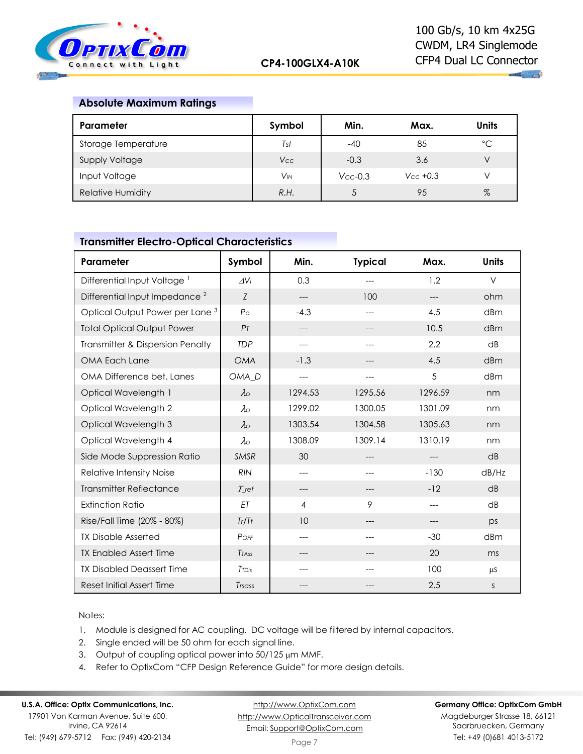## Absolute Maximum Ratings

| Parameter | Symbol | Min. | Max. | Units |
|---|---|---|---|---|
| Storage Temperature | $T_{st}$ | -40 | 85 | °C |
| Supply Voltage | $V_{CC}$ | -0.3 | 3.6 | V |
| Input Voltage | $V_{IN}$ | $V_{CC}$-0.3 | $V_{CC}$ +0.3 | V |
| Relative Humidity | R.H. | 5 | 95 | % |

## Transmitter Electro-Optical Characteristics

| Parameter | Symbol | Min. | Typical | Max. | Units |
|---|---|---|---|---|---|
| Differential Input Voltage [1] | $\Delta V_i$ | 0.3 | --- | 1.2 | V |
| Differential Input Impedance [2] | Z | --- | 100 | --- | ohm |
| Optical Output Power per Lane [3] | $P_O$ | -4.3 | --- | 4.5 | dBm |
| Total Optical Output Power | $P_T$ | --- | --- | 10.5 | dBm |
| Transmitter & Dispersion Penalty | TDP | --- | --- | 2.2 | dB |
| OMA Each Lane | OMA | -1.3 | --- | 4.5 | dBm |
| OMA Difference bet. Lanes | OMA_D | --- | --- | 5 | dBm |
| Optical Wavelength 1 | $\lambda_O$ | 1294.53 | 1295.56 | 1296.59 | nm |
| Optical Wavelength 2 | $\lambda_O$ | 1299.02 | 1300.05 | 1301.09 | nm |
| Optical Wavelength 3 | $\lambda_O$ | 1303.54 | 1304.58 | 1305.63 | nm |
| Optical Wavelength 4 | $\lambda_O$ | 1308.09 | 1309.14 | 1310.19 | nm |
| Side Mode Suppression Ratio | SMSR | 30 | --- | --- | dB |
| Relative Intensity Noise | RIN | --- | --- | -130 | dB/Hz |
| Transmitter Reflectance | T_ref | --- | --- | -12 | dB |
| Extinction Ratio | ET | 4 | 9 | --- | dB |
| Rise/Fall Time (20% - 80%) | $T_r/T_f$ | 10 | --- | --- | ps |
| TX Disable Asserted | $P_{OFF}$ | --- | --- | -30 | dBm |
| TX Enabled Assert Time | $T_{TAss}$ | --- | --- | 20 | ms |
| TX Disabled Deassert Time | $T_{TDis}$ | --- | --- | 100 | µs |
| Reset Initial Assert Time | $T_{rsass}$ | --- | --- | 2.5 | s |

Notes:

1. Module is designed for AC coupling. DC voltage will be filtered by internal capacitors.
2. Single ended will be 50 ohm for each signal line.
3. Output of coupling optical power into 50/125 µm MMF.
4. Refer to OptixCom "CFP Design Reference Guide" for more design details.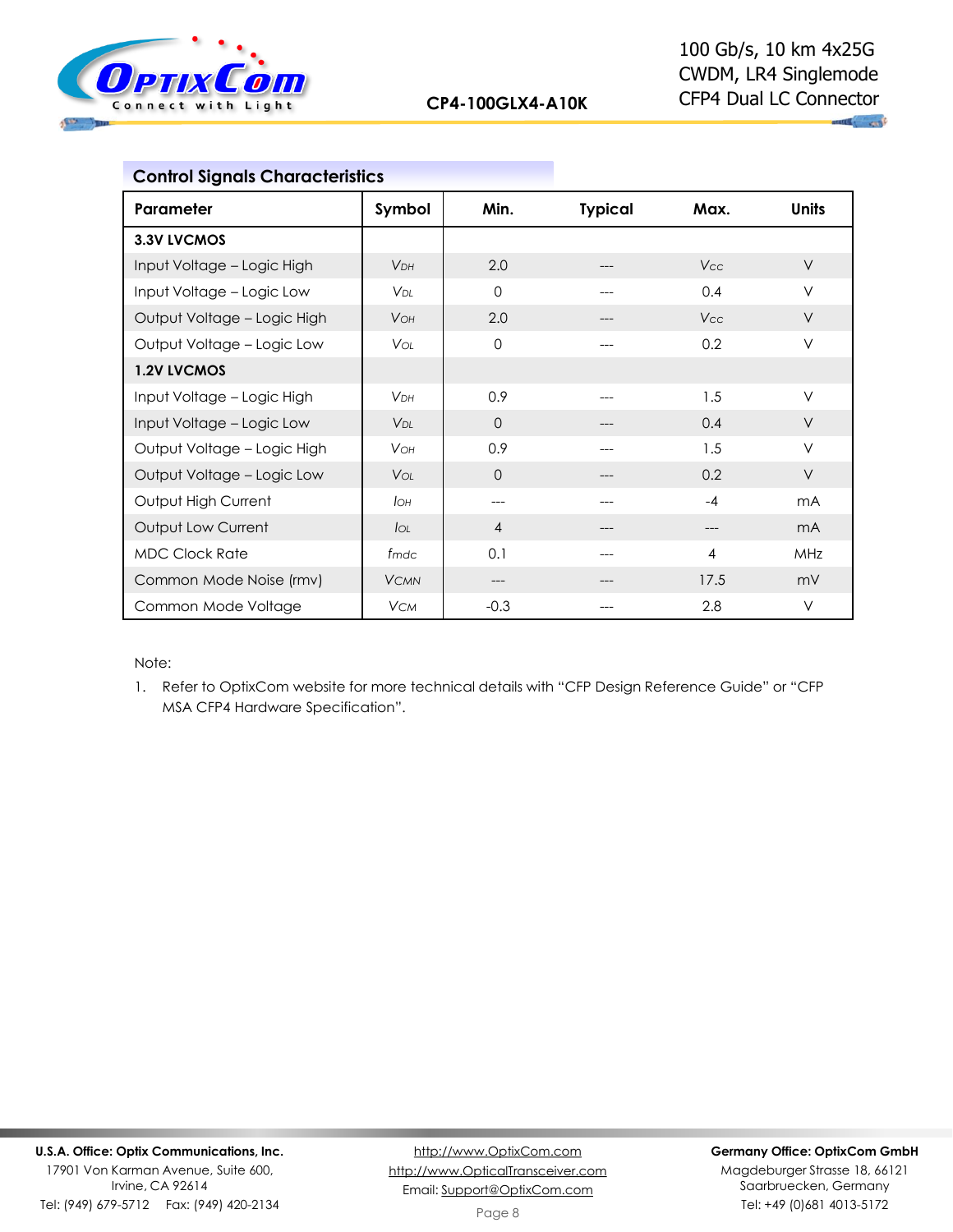## Control Signals Characteristics

| Parameter | Symbol | Min. | Typical | Max. | Units |
|---|---|---|---|---|---|
| **3.3V LVCMOS** | | | | | |
| Input Voltage – Logic High | $V_{DH}$ | 2.0 | --- | $V_{CC}$ | V |
| Input Voltage – Logic Low | $V_{DL}$ | 0 | --- | 0.4 | V |
| Output Voltage – Logic High | $V_{OH}$ | 2.0 | --- | $V_{CC}$ | V |
| Output Voltage – Logic Low | $V_{OL}$ | 0 | --- | 0.2 | V |
| **1.2V LVCMOS** | | | | | |
| Input Voltage – Logic High | $V_{DH}$ | 0.9 | --- | 1.5 | V |
| Input Voltage – Logic Low | $V_{DL}$ | 0 | --- | 0.4 | V |
| Output Voltage – Logic High | $V_{OH}$ | 0.9 | --- | 1.5 | V |
| Output Voltage – Logic Low | $V_{OL}$ | 0 | --- | 0.2 | V |
| Output High Current | $I_{OH}$ | --- | --- | -4 | mA |
| Output Low Current | $I_{OL}$ | 4 | --- | --- | mA |
| MDC Clock Rate | $f_{mdc}$ | 0.1 | --- | 4 | MHz |
| Common Mode Noise (rmv) | $V_{CMN}$ | --- | --- | 17.5 | mV |
| Common Mode Voltage | $V_{CM}$ | -0.3 | --- | 2.8 | V |

Note:

1. Refer to OptixCom website for more technical details with “CFP Design Reference Guide” or “CFP MSA CFP4 Hardware Specification”.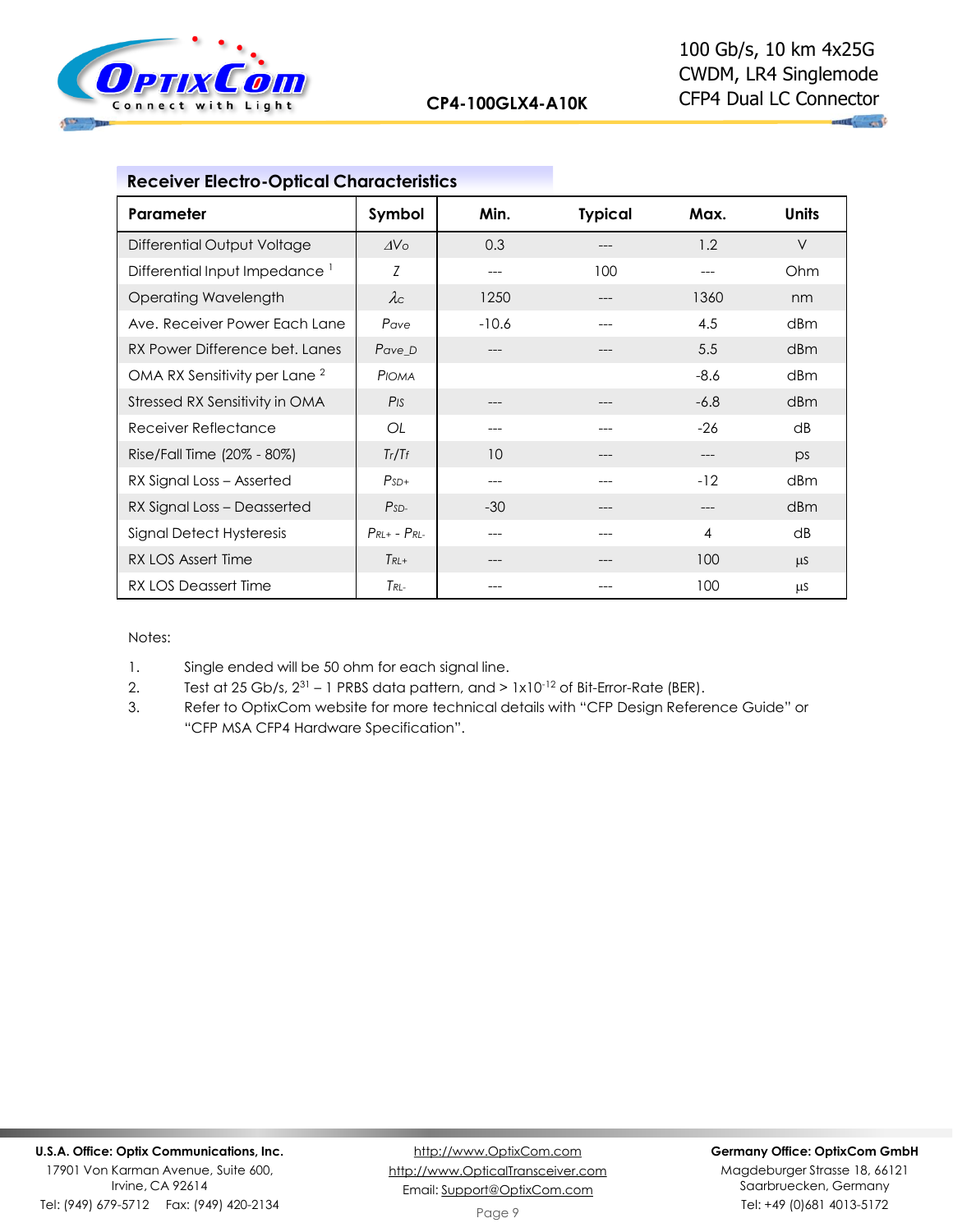## Receiver Electro-Optical Characteristics

| Parameter | Symbol | Min. | Typical | Max. | Units |
|---|---|---|---|---|---|
| Differential Output Voltage | $\Delta V_O$ | 0.3 | --- | 1.2 | V |
| Differential Input Impedance [1] | $Z$ | --- | 100 | --- | Ohm |
| Operating Wavelength | $\lambda_C$ | 1250 | --- | 1360 | nm |
| Ave. Receiver Power Each Lane | $P_{ave}$ | -10.6 | --- | 4.5 | dBm |
| RX Power Difference bet. Lanes | $P_{ave\_D}$ | --- | --- | 5.5 | dBm |
| OMA RX Sensitivity per Lane [2] | $P_{IOMA}$ | | | -8.6 | dBm |
| Stressed RX Sensitivity in OMA | $P_{IS}$ | --- | --- | -6.8 | dBm |
| Receiver Reflectance | $OL$ | --- | --- | -26 | dB |
| Rise/Fall Time (20% - 80%) | $T_r/T_f$ | 10 | --- | --- | ps |
| RX Signal Loss – Asserted | $P_{SD+}$ | --- | --- | -12 | dBm |
| RX Signal Loss – Deasserted | $P_{SD-}$ | -30 | --- | --- | dBm |
| Signal Detect Hysteresis | $P_{RL+} - P_{RL-}$ | --- | --- | 4 | dB |
| RX LOS Assert Time | $T_{RL+}$ | --- | --- | 100 | µs |
| RX LOS Deassert Time | $T_{RL-}$ | --- | --- | 100 | µs |

Notes:

1. Single ended will be 50 ohm for each signal line.
2. Test at 25 Gb/s, $2^{31} - 1$ PRBS data pattern, and > $1 \times 10^{-12}$ of Bit-Error-Rate (BER).
3. Refer to OptixCom website for more technical details with "CFP Design Reference Guide" or "CFP MSA CFP4 Hardware Specification".